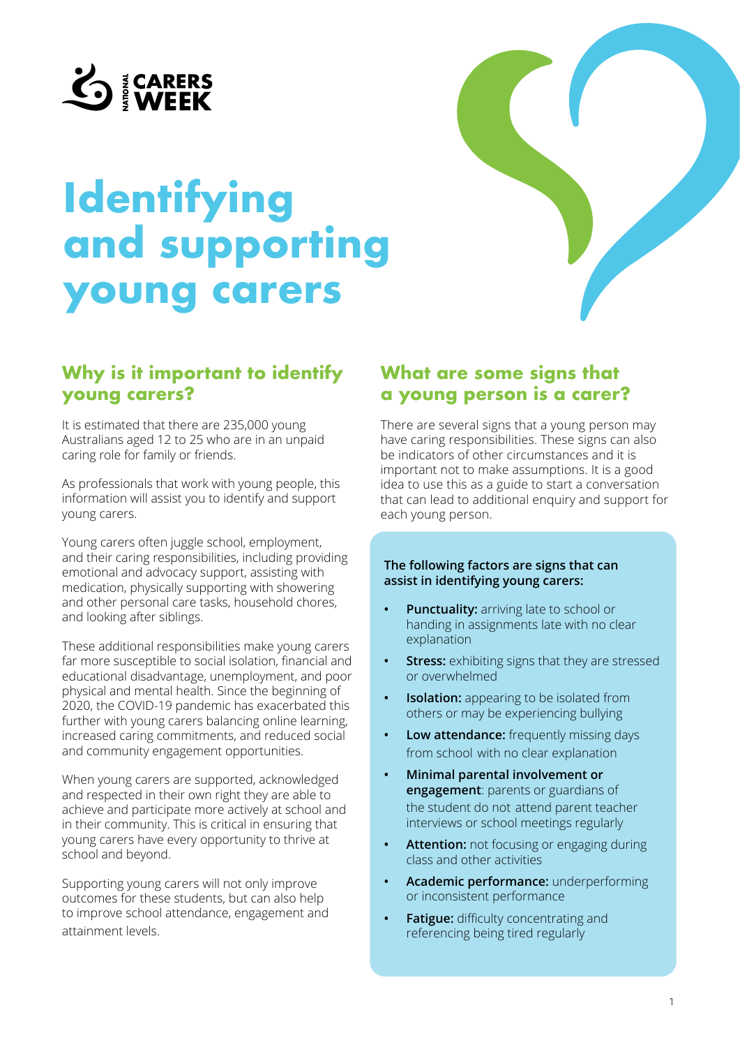NATIONAL CARERS WEEK

# Identifying and supporting young carers

## Why is it important to identify young carers?

It is estimated that there are 235,000 young Australians aged 12 to 25 who are in an unpaid caring role for family or friends.

As professionals that work with young people, this information will assist you to identify and support young carers.

Young carers often juggle school, employment, and their caring responsibilities, including providing emotional and advocacy support, assisting with medication, physically supporting with showering and other personal care tasks, household chores, and looking after siblings.

These additional responsibilities make young carers far more susceptible to social isolation, financial and educational disadvantage, unemployment, and poor physical and mental health. Since the beginning of 2020, the COVID-19 pandemic has exacerbated this further with young carers balancing online learning, increased caring commitments, and reduced social and community engagement opportunities.

When young carers are supported, acknowledged and respected in their own right they are able to achieve and participate more actively at school and in their community. This is critical in ensuring that young carers have every opportunity to thrive at school and beyond.

Supporting young carers will not only improve outcomes for these students, but can also help to improve school attendance, engagement and attainment levels.

## What are some signs that a young person is a carer?

There are several signs that a young person may have caring responsibilities. These signs can also be indicators of other circumstances and it is important not to make assumptions. It is a good idea to use this as a guide to start a conversation that can lead to additional enquiry and support for each young person.

**The following factors are signs that can assist in identifying young carers:**

- **Punctuality:** arriving late to school or handing in assignments late with no clear explanation
- **Stress:** exhibiting signs that they are stressed or overwhelmed
- **Isolation:** appearing to be isolated from others or may be experiencing bullying
- **Low attendance:** frequently missing days from school with no clear explanation
- **Minimal parental involvement or engagement**: parents or guardians of the student do not attend parent teacher interviews or school meetings regularly
- **Attention:** not focusing or engaging during class and other activities
- **Academic performance:** underperforming or inconsistent performance
- **Fatigue:** difficulty concentrating and referencing being tired regularly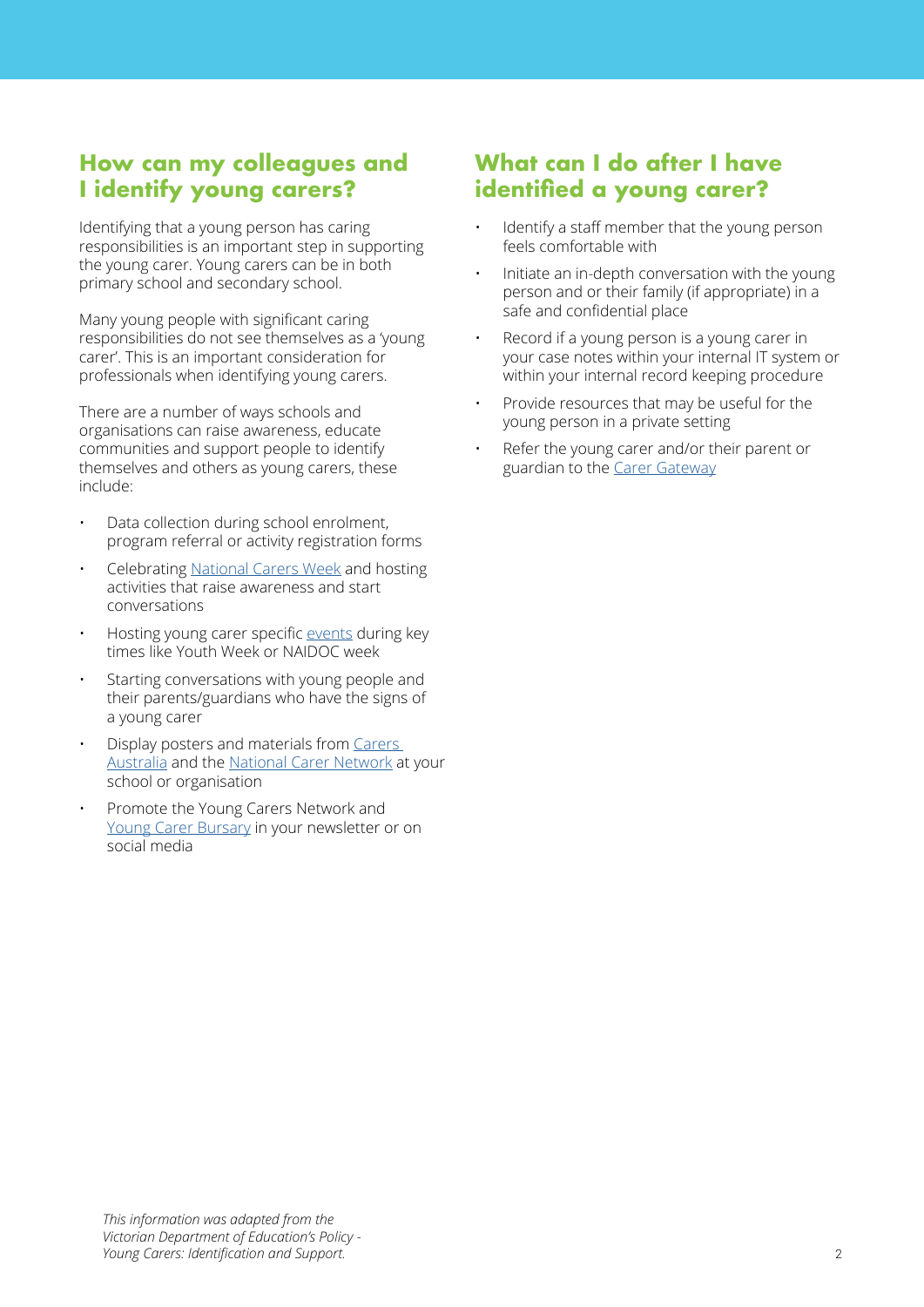## How can my colleagues and I identify young carers?

Identifying that a young person has caring responsibilities is an important step in supporting the young carer. Young carers can be in both primary school and secondary school.

Many young people with significant caring responsibilities do not see themselves as a 'young carer'. This is an important consideration for professionals when identifying young carers.

There are a number of ways schools and organisations can raise awareness, educate communities and support people to identify themselves and others as young carers, these include:

- Data collection during school enrolment, program referral or activity registration forms
- Celebrating National Carers Week and hosting activities that raise awareness and start conversations
- Hosting young carer specific events during key times like Youth Week or NAIDOC week
- Starting conversations with young people and their parents/guardians who have the signs of a young carer
- Display posters and materials from Carers Australia and the National Carer Network at your school or organisation
- Promote the Young Carers Network and Young Carer Bursary in your newsletter or on social media

## What can I do after I have identified a young carer?

- Identify a staff member that the young person feels comfortable with
- Initiate an in-depth conversation with the young person and or their family (if appropriate) in a safe and confidential place
- Record if a young person is a young carer in your case notes within your internal IT system or within your internal record keeping procedure
- Provide resources that may be useful for the young person in a private setting
- Refer the young carer and/or their parent or guardian to the Carer Gateway

*This information was adapted from the Victorian Department of Education's Policy - Young Carers: Identification and Support.*